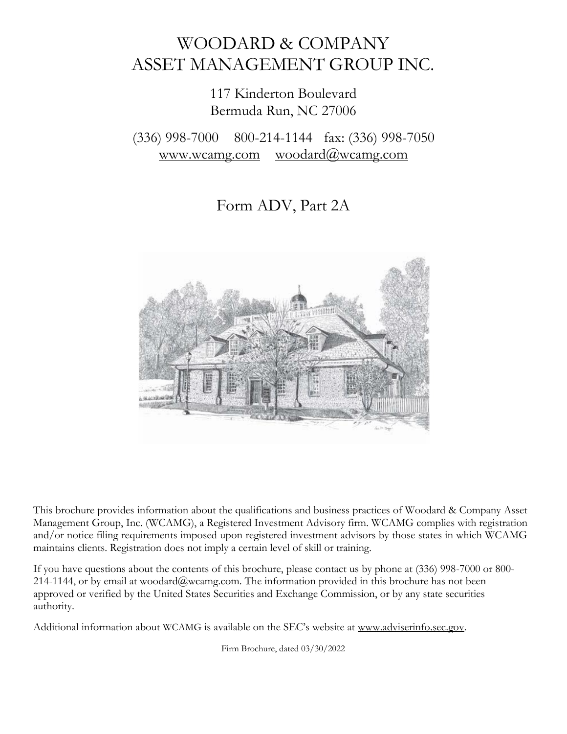# WOODARD & COMPANY ASSET MANAGEMENT GROUP INC.

117 Kinderton Boulevard
Bermuda Run, NC 27006

(336) 998-7000    800-214-1144    fax: (336) 998-7050
www.wcamg.com    woodard@wcamg.com

## Form ADV, Part 2A

This brochure provides information about the qualifications and business practices of Woodard & Company Asset Management Group, Inc. (WCAMG), a Registered Investment Advisory firm. WCAMG complies with registration and/or notice filing requirements imposed upon registered investment advisors by those states in which WCAMG maintains clients. Registration does not imply a certain level of skill or training.

If you have questions about the contents of this brochure, please contact us by phone at (336) 998-7000 or 800-214-1144, or by email at woodard@wcamg.com. The information provided in this brochure has not been approved or verified by the United States Securities and Exchange Commission, or by any state securities authority.

Additional information about WCAMG is available on the SEC's website at www.adviserinfo.sec.gov.

Firm Brochure, dated 03/30/2022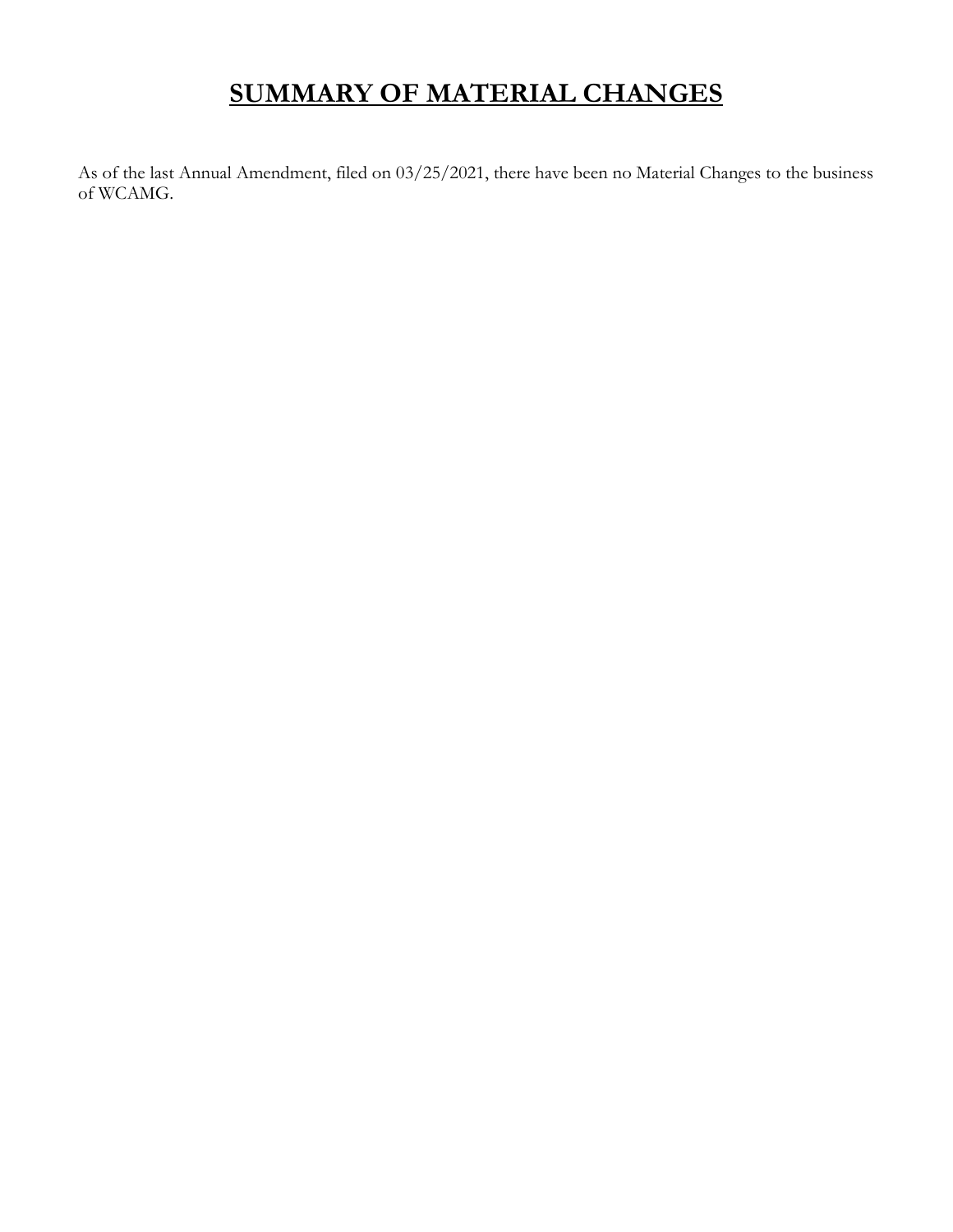# SUMMARY OF MATERIAL CHANGES

As of the last Annual Amendment, filed on 03/25/2021, there have been no Material Changes to the business of WCAMG.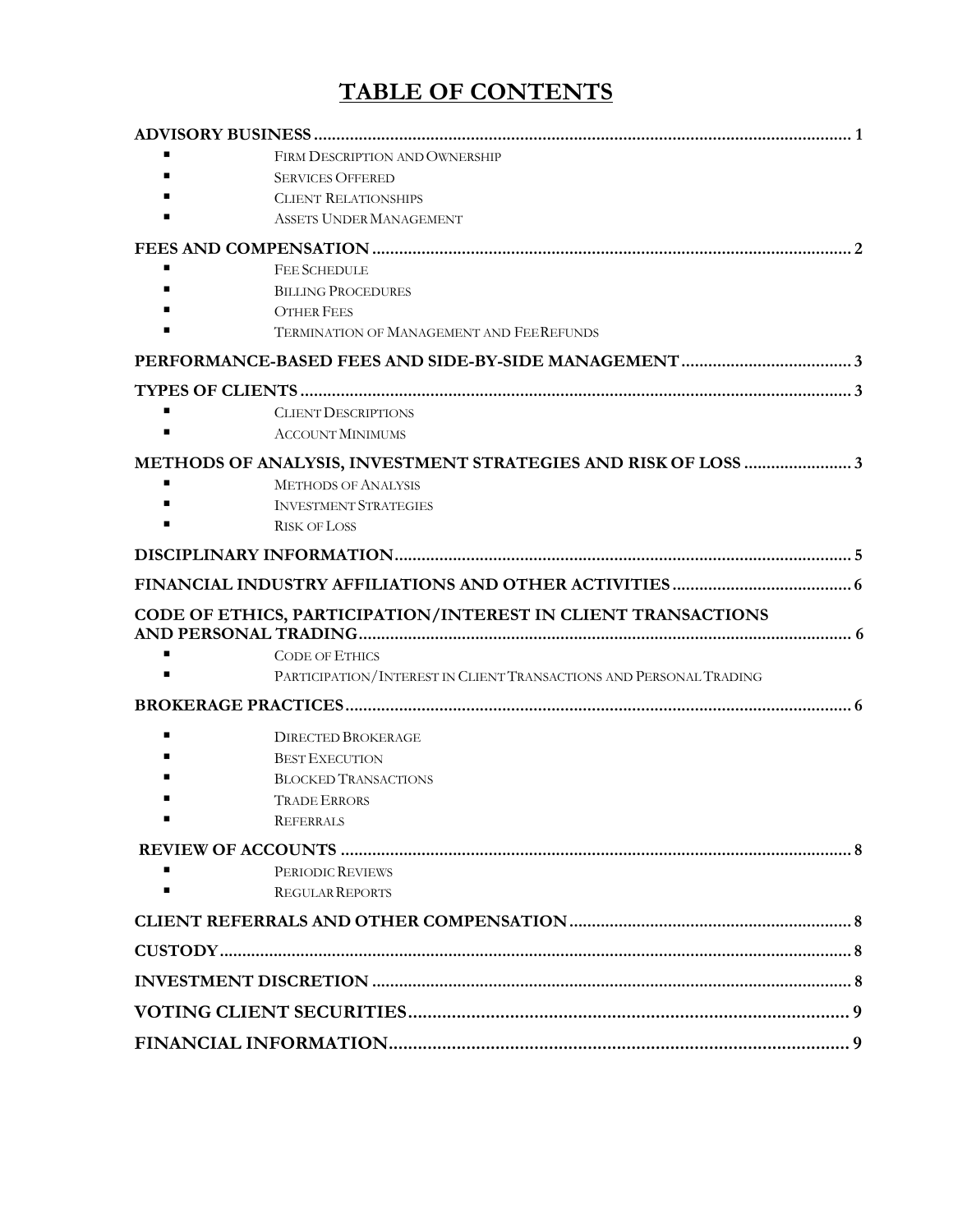# TABLE OF CONTENTS

**ADVISORY BUSINESS** .......... 1

- Firm Description and Ownership
- Services Offered
- Client Relationships
- Assets Under Management

**FEES AND COMPENSATION** .......... 2

- Fee Schedule
- Billing Procedures
- Other Fees
- Termination of Management and Fee Refunds

**PERFORMANCE-BASED FEES AND SIDE-BY-SIDE MANAGEMENT** .......... 3

**TYPES OF CLIENTS** .......... 3

- Client Descriptions
- Account Minimums

**METHODS OF ANALYSIS, INVESTMENT STRATEGIES AND RISK OF LOSS** .......... 3

- Methods of Analysis
- Investment Strategies
- Risk of Loss

**DISCIPLINARY INFORMATION** .......... 5

**FINANCIAL INDUSTRY AFFILIATIONS AND OTHER ACTIVITIES** .......... 6

**CODE OF ETHICS, PARTICIPATION/INTEREST IN CLIENT TRANSACTIONS AND PERSONAL TRADING** .......... 6

- Code of Ethics
- Participation/Interest in Client Transactions and Personal Trading

**BROKERAGE PRACTICES** .......... 6

- Directed Brokerage
- Best Execution
- Blocked Transactions
- Trade Errors
- Referrals

**REVIEW OF ACCOUNTS** .......... 8

- Periodic Reviews
- Regular Reports

**CLIENT REFERRALS AND OTHER COMPENSATION** .......... 8

**CUSTODY** .......... 8

**INVESTMENT DISCRETION** .......... 8

**VOTING CLIENT SECURITIES** .......... 9

**FINANCIAL INFORMATION** .......... 9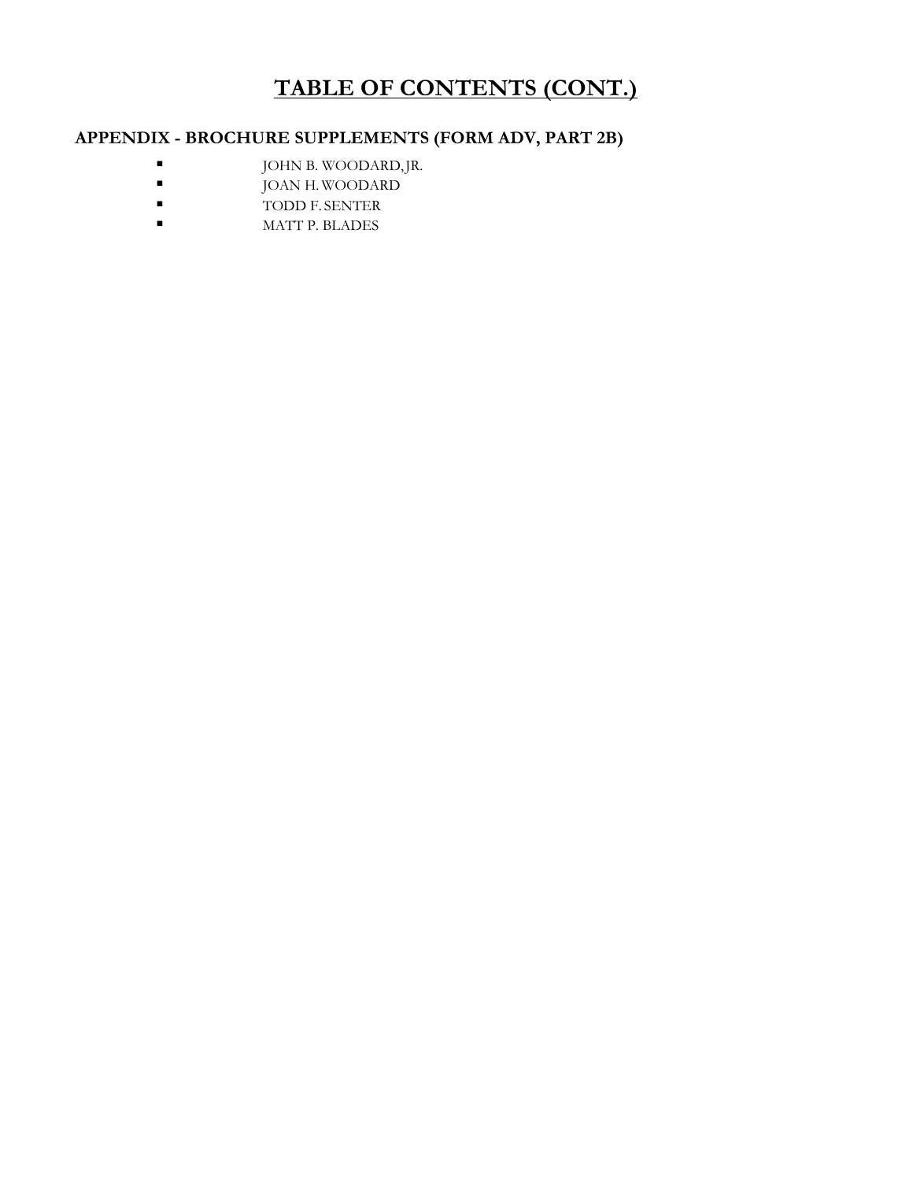# TABLE OF CONTENTS (CONT.)

**APPENDIX - BROCHURE SUPPLEMENTS (FORM ADV, PART 2B)**

- JOHN B. WOODARD, JR.
- JOAN H. WOODARD
- TODD F. SENTER
- MATT P. BLADES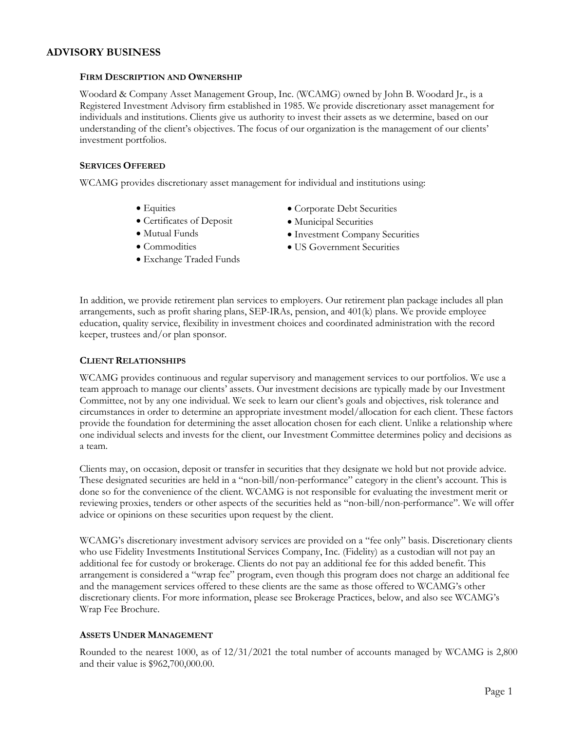# ADVISORY BUSINESS

### FIRM DESCRIPTION AND OWNERSHIP

Woodard & Company Asset Management Group, Inc. (WCAMG) owned by John B. Woodard Jr., is a Registered Investment Advisory firm established in 1985. We provide discretionary asset management for individuals and institutions. Clients give us authority to invest their assets as we determine, based on our understanding of the client's objectives. The focus of our organization is the management of our clients' investment portfolios.

### SERVICES OFFERED

WCAMG provides discretionary asset management for individual and institutions using:

- Equities
- Certificates of Deposit
- Mutual Funds
- Commodities
- Exchange Traded Funds
- Corporate Debt Securities
- Municipal Securities
- Investment Company Securities
- US Government Securities

In addition, we provide retirement plan services to employers. Our retirement plan package includes all plan arrangements, such as profit sharing plans, SEP-IRAs, pension, and 401(k) plans. We provide employee education, quality service, flexibility in investment choices and coordinated administration with the record keeper, trustees and/or plan sponsor.

### CLIENT RELATIONSHIPS

WCAMG provides continuous and regular supervisory and management services to our portfolios. We use a team approach to manage our clients' assets. Our investment decisions are typically made by our Investment Committee, not by any one individual. We seek to learn our client's goals and objectives, risk tolerance and circumstances in order to determine an appropriate investment model/allocation for each client. These factors provide the foundation for determining the asset allocation chosen for each client. Unlike a relationship where one individual selects and invests for the client, our Investment Committee determines policy and decisions as a team.

Clients may, on occasion, deposit or transfer in securities that they designate we hold but not provide advice. These designated securities are held in a "non-bill/non-performance" category in the client's account. This is done for the convenience of the client. WCAMG is not responsible for evaluating the investment merit or reviewing proxies, tenders or other aspects of the securities held as "non-bill/non-performance". We will offer advice or opinions on these securities upon request by the client.

WCAMG's discretionary investment advisory services are provided on a "fee only" basis. Discretionary clients who use Fidelity Investments Institutional Services Company, Inc. (Fidelity) as a custodian will not pay an additional fee for custody or brokerage. Clients do not pay an additional fee for this added benefit. This arrangement is considered a "wrap fee" program, even though this program does not charge an additional fee and the management services offered to these clients are the same as those offered to WCAMG's other discretionary clients. For more information, please see Brokerage Practices, below, and also see WCAMG's Wrap Fee Brochure.

### ASSETS UNDER MANAGEMENT

Rounded to the nearest 1000, as of 12/31/2021 the total number of accounts managed by WCAMG is 2,800 and their value is $962,700,000.00.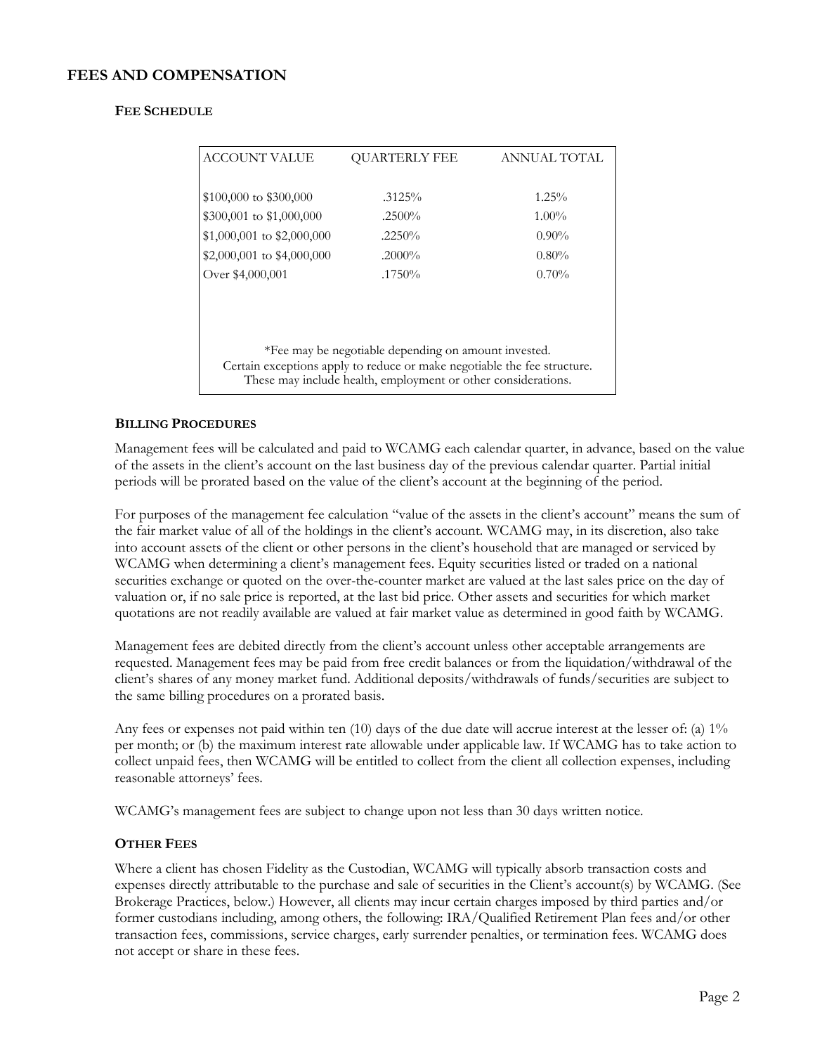## FEES AND COMPENSATION

### FEE SCHEDULE

| ACCOUNT VALUE | QUARTERLY FEE | ANNUAL TOTAL |
|---|---|---|
| \$100,000 to \$300,000 | .3125% | 1.25% |
| \$300,001 to \$1,000,000 | .2500% | 1.00% |
| \$1,000,001 to \$2,000,000 | .2250% | 0.90% |
| \$2,000,001 to \$4,000,000 | .2000% | 0.80% |
| Over \$4,000,001 | .1750% | 0.70% |

*Fee may be negotiable depending on amount invested.
Certain exceptions apply to reduce or make negotiable the fee structure.
These may include health, employment or other considerations.

### BILLING PROCEDURES

Management fees will be calculated and paid to WCAMG each calendar quarter, in advance, based on the value of the assets in the client's account on the last business day of the previous calendar quarter. Partial initial periods will be prorated based on the value of the client's account at the beginning of the period.

For purposes of the management fee calculation "value of the assets in the client's account" means the sum of the fair market value of all of the holdings in the client's account. WCAMG may, in its discretion, also take into account assets of the client or other persons in the client's household that are managed or serviced by WCAMG when determining a client's management fees. Equity securities listed or traded on a national securities exchange or quoted on the over-the-counter market are valued at the last sales price on the day of valuation or, if no sale price is reported, at the last bid price. Other assets and securities for which market quotations are not readily available are valued at fair market value as determined in good faith by WCAMG.

Management fees are debited directly from the client's account unless other acceptable arrangements are requested. Management fees may be paid from free credit balances or from the liquidation/withdrawal of the client's shares of any money market fund. Additional deposits/withdrawals of funds/securities are subject to the same billing procedures on a prorated basis.

Any fees or expenses not paid within ten (10) days of the due date will accrue interest at the lesser of: (a) 1% per month; or (b) the maximum interest rate allowable under applicable law. If WCAMG has to take action to collect unpaid fees, then WCAMG will be entitled to collect from the client all collection expenses, including reasonable attorneys' fees.

WCAMG's management fees are subject to change upon not less than 30 days written notice.

### OTHER FEES

Where a client has chosen Fidelity as the Custodian, WCAMG will typically absorb transaction costs and expenses directly attributable to the purchase and sale of securities in the Client's account(s) by WCAMG. (See Brokerage Practices, below.) However, all clients may incur certain charges imposed by third parties and/or former custodians including, among others, the following: IRA/Qualified Retirement Plan fees and/or other transaction fees, commissions, service charges, early surrender penalties, or termination fees. WCAMG does not accept or share in these fees.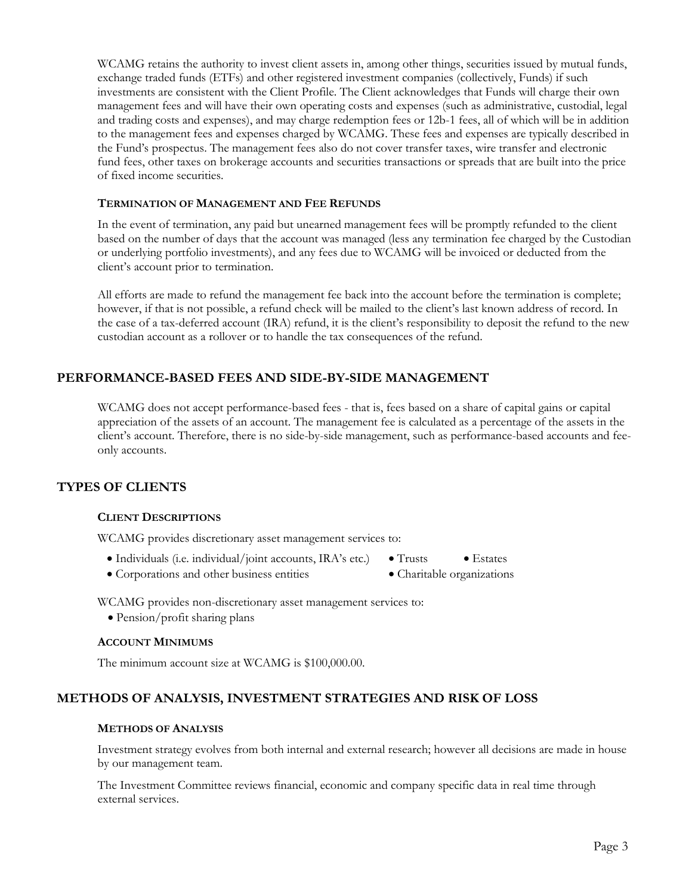WCAMG retains the authority to invest client assets in, among other things, securities issued by mutual funds, exchange traded funds (ETFs) and other registered investment companies (collectively, Funds) if such investments are consistent with the Client Profile. The Client acknowledges that Funds will charge their own management fees and will have their own operating costs and expenses (such as administrative, custodial, legal and trading costs and expenses), and may charge redemption fees or 12b-1 fees, all of which will be in addition to the management fees and expenses charged by WCAMG. These fees and expenses are typically described in the Fund's prospectus. The management fees also do not cover transfer taxes, wire transfer and electronic fund fees, other taxes on brokerage accounts and securities transactions or spreads that are built into the price of fixed income securities.

### TERMINATION OF MANAGEMENT AND FEE REFUNDS

In the event of termination, any paid but unearned management fees will be promptly refunded to the client based on the number of days that the account was managed (less any termination fee charged by the Custodian or underlying portfolio investments), and any fees due to WCAMG will be invoiced or deducted from the client's account prior to termination.

All efforts are made to refund the management fee back into the account before the termination is complete; however, if that is not possible, a refund check will be mailed to the client's last known address of record. In the case of a tax-deferred account (IRA) refund, it is the client's responsibility to deposit the refund to the new custodian account as a rollover or to handle the tax consequences of the refund.

## PERFORMANCE-BASED FEES AND SIDE-BY-SIDE MANAGEMENT

WCAMG does not accept performance-based fees - that is, fees based on a share of capital gains or capital appreciation of the assets of an account. The management fee is calculated as a percentage of the assets in the client's account. Therefore, there is no side-by-side management, such as performance-based accounts and fee-only accounts.

## TYPES OF CLIENTS

### CLIENT DESCRIPTIONS

WCAMG provides discretionary asset management services to:

- Individuals (i.e. individual/joint accounts, IRA's etc.)
- Trusts
- Estates
- Corporations and other business entities
- Charitable organizations

WCAMG provides non-discretionary asset management services to:

- Pension/profit sharing plans

### ACCOUNT MINIMUMS

The minimum account size at WCAMG is $100,000.00.

## METHODS OF ANALYSIS, INVESTMENT STRATEGIES AND RISK OF LOSS

### METHODS OF ANALYSIS

Investment strategy evolves from both internal and external research; however all decisions are made in house by our management team.

The Investment Committee reviews financial, economic and company specific data in real time through external services.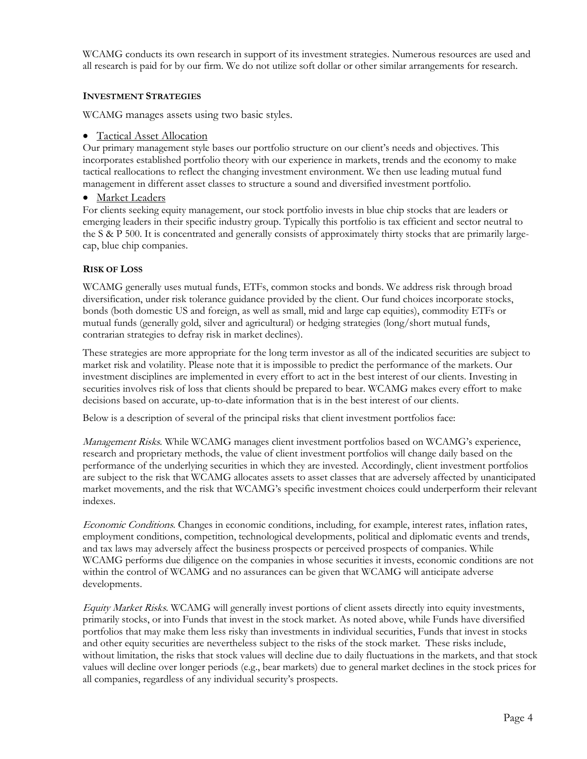WCAMG conducts its own research in support of its investment strategies. Numerous resources are used and all research is paid for by our firm. We do not utilize soft dollar or other similar arrangements for research.

## INVESTMENT STRATEGIES

WCAMG manages assets using two basic styles.

- Tactical Asset Allocation

Our primary management style bases our portfolio structure on our client's needs and objectives. This incorporates established portfolio theory with our experience in markets, trends and the economy to make tactical reallocations to reflect the changing investment environment. We then use leading mutual fund management in different asset classes to structure a sound and diversified investment portfolio.

- Market Leaders

For clients seeking equity management, our stock portfolio invests in blue chip stocks that are leaders or emerging leaders in their specific industry group. Typically this portfolio is tax efficient and sector neutral to the S & P 500. It is concentrated and generally consists of approximately thirty stocks that are primarily large-cap, blue chip companies.

## RISK OF LOSS

WCAMG generally uses mutual funds, ETFs, common stocks and bonds. We address risk through broad diversification, under risk tolerance guidance provided by the client. Our fund choices incorporate stocks, bonds (both domestic US and foreign, as well as small, mid and large cap equities), commodity ETFs or mutual funds (generally gold, silver and agricultural) or hedging strategies (long/short mutual funds, contrarian strategies to defray risk in market declines).

These strategies are more appropriate for the long term investor as all of the indicated securities are subject to market risk and volatility. Please note that it is impossible to predict the performance of the markets. Our investment disciplines are implemented in every effort to act in the best interest of our clients. Investing in securities involves risk of loss that clients should be prepared to bear. WCAMG makes every effort to make decisions based on accurate, up-to-date information that is in the best interest of our clients.

Below is a description of several of the principal risks that client investment portfolios face:

*Management Risks*. While WCAMG manages client investment portfolios based on WCAMG's experience, research and proprietary methods, the value of client investment portfolios will change daily based on the performance of the underlying securities in which they are invested. Accordingly, client investment portfolios are subject to the risk that WCAMG allocates assets to asset classes that are adversely affected by unanticipated market movements, and the risk that WCAMG's specific investment choices could underperform their relevant indexes.

*Economic Conditions*. Changes in economic conditions, including, for example, interest rates, inflation rates, employment conditions, competition, technological developments, political and diplomatic events and trends, and tax laws may adversely affect the business prospects or perceived prospects of companies. While WCAMG performs due diligence on the companies in whose securities it invests, economic conditions are not within the control of WCAMG and no assurances can be given that WCAMG will anticipate adverse developments.

*Equity Market Risks*. WCAMG will generally invest portions of client assets directly into equity investments, primarily stocks, or into Funds that invest in the stock market. As noted above, while Funds have diversified portfolios that may make them less risky than investments in individual securities, Funds that invest in stocks and other equity securities are nevertheless subject to the risks of the stock market. These risks include, without limitation, the risks that stock values will decline due to daily fluctuations in the markets, and that stock values will decline over longer periods (e.g., bear markets) due to general market declines in the stock prices for all companies, regardless of any individual security's prospects.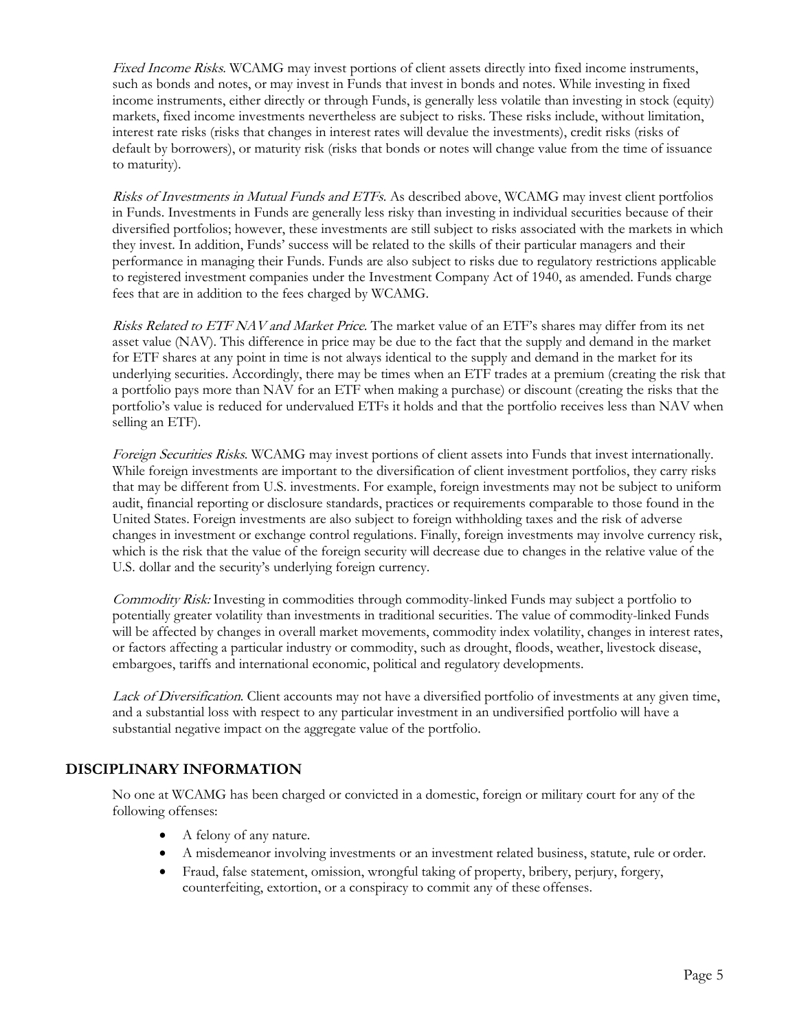*Fixed Income Risks*. WCAMG may invest portions of client assets directly into fixed income instruments, such as bonds and notes, or may invest in Funds that invest in bonds and notes. While investing in fixed income instruments, either directly or through Funds, is generally less volatile than investing in stock (equity) markets, fixed income investments nevertheless are subject to risks. These risks include, without limitation, interest rate risks (risks that changes in interest rates will devalue the investments), credit risks (risks of default by borrowers), or maturity risk (risks that bonds or notes will change value from the time of issuance to maturity).

*Risks of Investments in Mutual Funds and ETFs*. As described above, WCAMG may invest client portfolios in Funds. Investments in Funds are generally less risky than investing in individual securities because of their diversified portfolios; however, these investments are still subject to risks associated with the markets in which they invest. In addition, Funds' success will be related to the skills of their particular managers and their performance in managing their Funds. Funds are also subject to risks due to regulatory restrictions applicable to registered investment companies under the Investment Company Act of 1940, as amended. Funds charge fees that are in addition to the fees charged by WCAMG.

*Risks Related to ETF NAV and Market Price.* The market value of an ETF's shares may differ from its net asset value (NAV). This difference in price may be due to the fact that the supply and demand in the market for ETF shares at any point in time is not always identical to the supply and demand in the market for its underlying securities. Accordingly, there may be times when an ETF trades at a premium (creating the risk that a portfolio pays more than NAV for an ETF when making a purchase) or discount (creating the risks that the portfolio's value is reduced for undervalued ETFs it holds and that the portfolio receives less than NAV when selling an ETF).

*Foreign Securities Risks*. WCAMG may invest portions of client assets into Funds that invest internationally. While foreign investments are important to the diversification of client investment portfolios, they carry risks that may be different from U.S. investments. For example, foreign investments may not be subject to uniform audit, financial reporting or disclosure standards, practices or requirements comparable to those found in the United States. Foreign investments are also subject to foreign withholding taxes and the risk of adverse changes in investment or exchange control regulations. Finally, foreign investments may involve currency risk, which is the risk that the value of the foreign security will decrease due to changes in the relative value of the U.S. dollar and the security's underlying foreign currency.

*Commodity Risk:* Investing in commodities through commodity-linked Funds may subject a portfolio to potentially greater volatility than investments in traditional securities. The value of commodity-linked Funds will be affected by changes in overall market movements, commodity index volatility, changes in interest rates, or factors affecting a particular industry or commodity, such as drought, floods, weather, livestock disease, embargoes, tariffs and international economic, political and regulatory developments.

*Lack of Diversification*. Client accounts may not have a diversified portfolio of investments at any given time, and a substantial loss with respect to any particular investment in an undiversified portfolio will have a substantial negative impact on the aggregate value of the portfolio.

## DISCIPLINARY INFORMATION

No one at WCAMG has been charged or convicted in a domestic, foreign or military court for any of the following offenses:

- A felony of any nature.
- A misdemeanor involving investments or an investment related business, statute, rule or order.
- Fraud, false statement, omission, wrongful taking of property, bribery, perjury, forgery, counterfeiting, extortion, or a conspiracy to commit any of these offenses.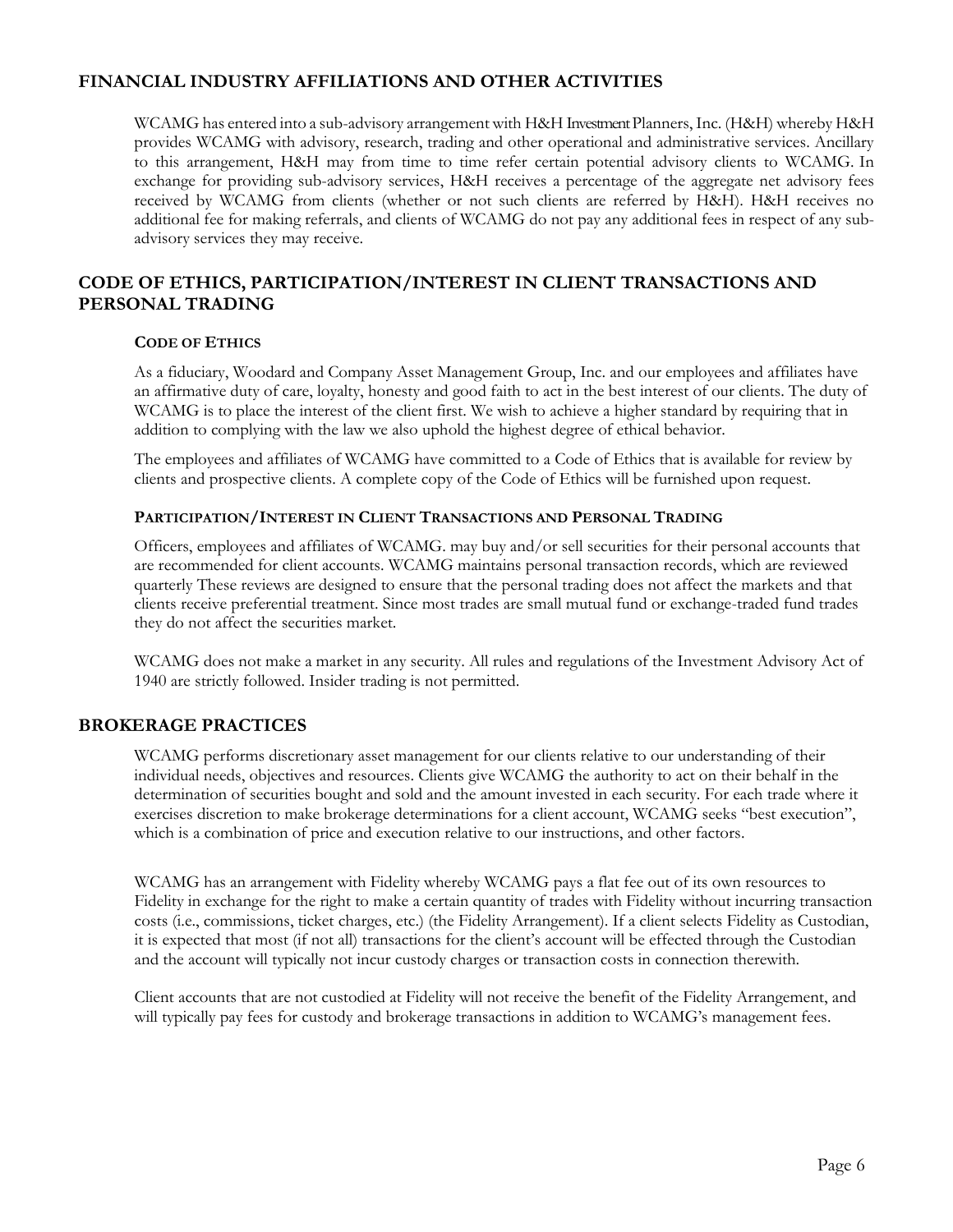## FINANCIAL INDUSTRY AFFILIATIONS AND OTHER ACTIVITIES

WCAMG has entered into a sub-advisory arrangement with H&H Investment Planners, Inc. (H&H) whereby H&H provides WCAMG with advisory, research, trading and other operational and administrative services. Ancillary to this arrangement, H&H may from time to time refer certain potential advisory clients to WCAMG. In exchange for providing sub-advisory services, H&H receives a percentage of the aggregate net advisory fees received by WCAMG from clients (whether or not such clients are referred by H&H). H&H receives no additional fee for making referrals, and clients of WCAMG do not pay any additional fees in respect of any sub-advisory services they may receive.

## CODE OF ETHICS, PARTICIPATION/INTEREST IN CLIENT TRANSACTIONS AND PERSONAL TRADING

### CODE OF ETHICS

As a fiduciary, Woodard and Company Asset Management Group, Inc. and our employees and affiliates have an affirmative duty of care, loyalty, honesty and good faith to act in the best interest of our clients. The duty of WCAMG is to place the interest of the client first. We wish to achieve a higher standard by requiring that in addition to complying with the law we also uphold the highest degree of ethical behavior.

The employees and affiliates of WCAMG have committed to a Code of Ethics that is available for review by clients and prospective clients. A complete copy of the Code of Ethics will be furnished upon request.

### PARTICIPATION/INTEREST IN CLIENT TRANSACTIONS AND PERSONAL TRADING

Officers, employees and affiliates of WCAMG. may buy and/or sell securities for their personal accounts that are recommended for client accounts. WCAMG maintains personal transaction records, which are reviewed quarterly These reviews are designed to ensure that the personal trading does not affect the markets and that clients receive preferential treatment. Since most trades are small mutual fund or exchange-traded fund trades they do not affect the securities market.

WCAMG does not make a market in any security. All rules and regulations of the Investment Advisory Act of 1940 are strictly followed. Insider trading is not permitted.

## BROKERAGE PRACTICES

WCAMG performs discretionary asset management for our clients relative to our understanding of their individual needs, objectives and resources. Clients give WCAMG the authority to act on their behalf in the determination of securities bought and sold and the amount invested in each security. For each trade where it exercises discretion to make brokerage determinations for a client account, WCAMG seeks "best execution", which is a combination of price and execution relative to our instructions, and other factors.

WCAMG has an arrangement with Fidelity whereby WCAMG pays a flat fee out of its own resources to Fidelity in exchange for the right to make a certain quantity of trades with Fidelity without incurring transaction costs (i.e., commissions, ticket charges, etc.) (the Fidelity Arrangement). If a client selects Fidelity as Custodian, it is expected that most (if not all) transactions for the client's account will be effected through the Custodian and the account will typically not incur custody charges or transaction costs in connection therewith.

Client accounts that are not custodied at Fidelity will not receive the benefit of the Fidelity Arrangement, and will typically pay fees for custody and brokerage transactions in addition to WCAMG's management fees.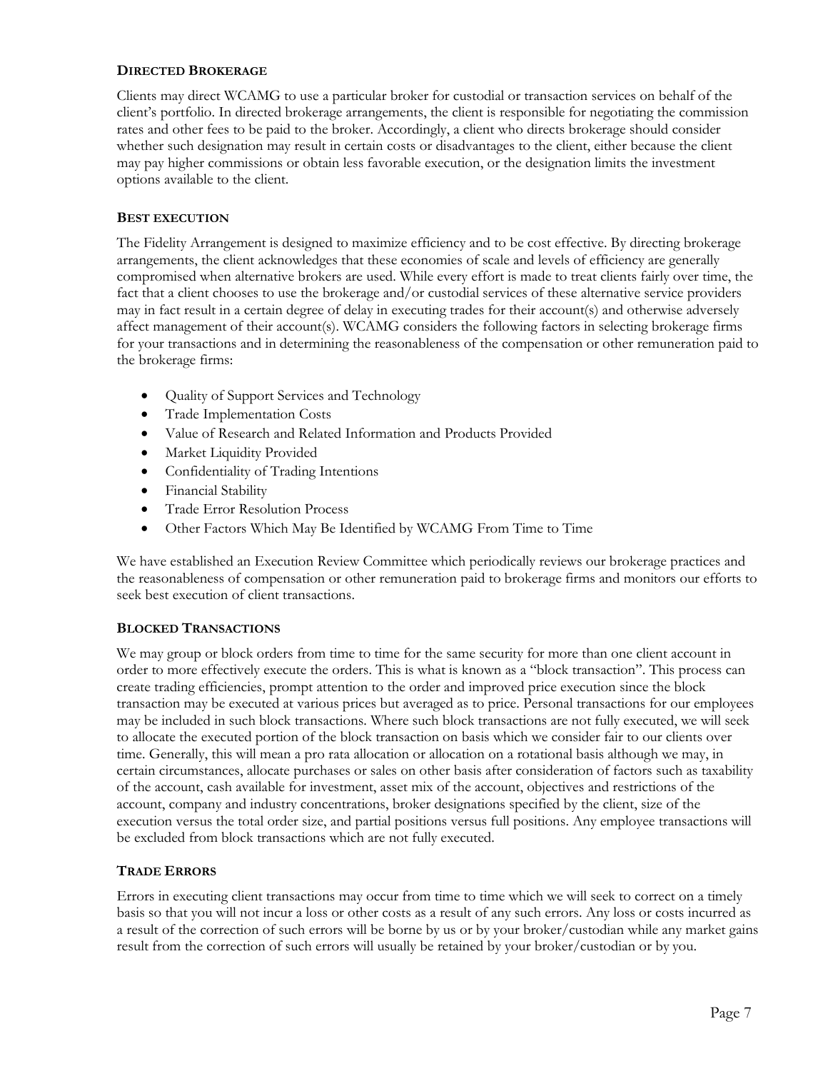### DIRECTED BROKERAGE

Clients may direct WCAMG to use a particular broker for custodial or transaction services on behalf of the client's portfolio. In directed brokerage arrangements, the client is responsible for negotiating the commission rates and other fees to be paid to the broker. Accordingly, a client who directs brokerage should consider whether such designation may result in certain costs or disadvantages to the client, either because the client may pay higher commissions or obtain less favorable execution, or the designation limits the investment options available to the client.

### BEST EXECUTION

The Fidelity Arrangement is designed to maximize efficiency and to be cost effective. By directing brokerage arrangements, the client acknowledges that these economies of scale and levels of efficiency are generally compromised when alternative brokers are used. While every effort is made to treat clients fairly over time, the fact that a client chooses to use the brokerage and/or custodial services of these alternative service providers may in fact result in a certain degree of delay in executing trades for their account(s) and otherwise adversely affect management of their account(s). WCAMG considers the following factors in selecting brokerage firms for your transactions and in determining the reasonableness of the compensation or other remuneration paid to the brokerage firms:

- Quality of Support Services and Technology
- Trade Implementation Costs
- Value of Research and Related Information and Products Provided
- Market Liquidity Provided
- Confidentiality of Trading Intentions
- Financial Stability
- Trade Error Resolution Process
- Other Factors Which May Be Identified by WCAMG From Time to Time

We have established an Execution Review Committee which periodically reviews our brokerage practices and the reasonableness of compensation or other remuneration paid to brokerage firms and monitors our efforts to seek best execution of client transactions.

### BLOCKED TRANSACTIONS

We may group or block orders from time to time for the same security for more than one client account in order to more effectively execute the orders. This is what is known as a "block transaction". This process can create trading efficiencies, prompt attention to the order and improved price execution since the block transaction may be executed at various prices but averaged as to price. Personal transactions for our employees may be included in such block transactions. Where such block transactions are not fully executed, we will seek to allocate the executed portion of the block transaction on basis which we consider fair to our clients over time. Generally, this will mean a pro rata allocation or allocation on a rotational basis although we may, in certain circumstances, allocate purchases or sales on other basis after consideration of factors such as taxability of the account, cash available for investment, asset mix of the account, objectives and restrictions of the account, company and industry concentrations, broker designations specified by the client, size of the execution versus the total order size, and partial positions versus full positions. Any employee transactions will be excluded from block transactions which are not fully executed.

### TRADE ERRORS

Errors in executing client transactions may occur from time to time which we will seek to correct on a timely basis so that you will not incur a loss or other costs as a result of any such errors. Any loss or costs incurred as a result of the correction of such errors will be borne by us or by your broker/custodian while any market gains result from the correction of such errors will usually be retained by your broker/custodian or by you.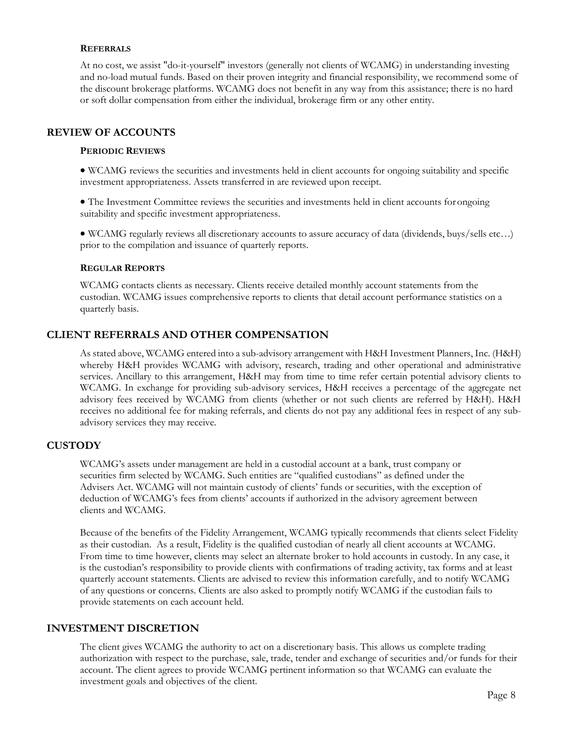### Referrals

At no cost, we assist "do-it-yourself" investors (generally not clients of WCAMG) in understanding investing and no-load mutual funds. Based on their proven integrity and financial responsibility, we recommend some of the discount brokerage platforms. WCAMG does not benefit in any way from this assistance; there is no hard or soft dollar compensation from either the individual, brokerage firm or any other entity.

## REVIEW OF ACCOUNTS

### Periodic Reviews

- WCAMG reviews the securities and investments held in client accounts for ongoing suitability and specific investment appropriateness. Assets transferred in are reviewed upon receipt.
- The Investment Committee reviews the securities and investments held in client accounts for ongoing suitability and specific investment appropriateness.
- WCAMG regularly reviews all discretionary accounts to assure accuracy of data (dividends, buys/sells etc…) prior to the compilation and issuance of quarterly reports.

### Regular Reports

WCAMG contacts clients as necessary. Clients receive detailed monthly account statements from the custodian. WCAMG issues comprehensive reports to clients that detail account performance statistics on a quarterly basis.

## CLIENT REFERRALS AND OTHER COMPENSATION

As stated above, WCAMG entered into a sub-advisory arrangement with H&H Investment Planners, Inc. (H&H) whereby H&H provides WCAMG with advisory, research, trading and other operational and administrative services. Ancillary to this arrangement, H&H may from time to time refer certain potential advisory clients to WCAMG. In exchange for providing sub-advisory services, H&H receives a percentage of the aggregate net advisory fees received by WCAMG from clients (whether or not such clients are referred by H&H). H&H receives no additional fee for making referrals, and clients do not pay any additional fees in respect of any sub-advisory services they may receive.

## CUSTODY

WCAMG's assets under management are held in a custodial account at a bank, trust company or securities firm selected by WCAMG. Such entities are "qualified custodians" as defined under the Advisers Act. WCAMG will not maintain custody of clients' funds or securities, with the exception of deduction of WCAMG's fees from clients' accounts if authorized in the advisory agreement between clients and WCAMG.

Because of the benefits of the Fidelity Arrangement, WCAMG typically recommends that clients select Fidelity as their custodian. As a result, Fidelity is the qualified custodian of nearly all client accounts at WCAMG. From time to time however, clients may select an alternate broker to hold accounts in custody. In any case, it is the custodian's responsibility to provide clients with confirmations of trading activity, tax forms and at least quarterly account statements. Clients are advised to review this information carefully, and to notify WCAMG of any questions or concerns. Clients are also asked to promptly notify WCAMG if the custodian fails to provide statements on each account held.

## INVESTMENT DISCRETION

The client gives WCAMG the authority to act on a discretionary basis. This allows us complete trading authorization with respect to the purchase, sale, trade, tender and exchange of securities and/or funds for their account. The client agrees to provide WCAMG pertinent information so that WCAMG can evaluate the investment goals and objectives of the client.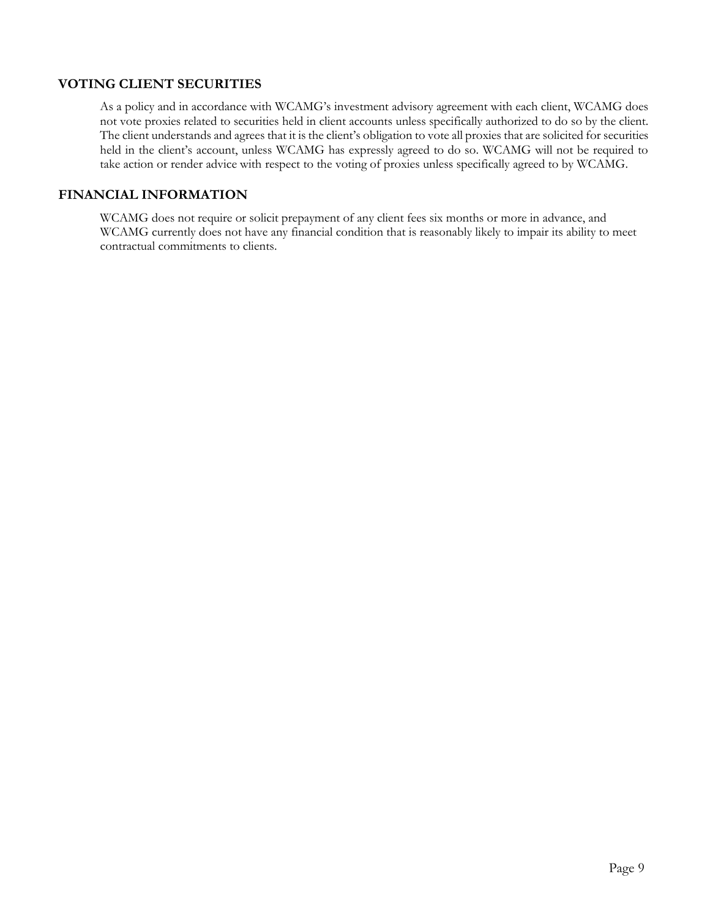## VOTING CLIENT SECURITIES

As a policy and in accordance with WCAMG's investment advisory agreement with each client, WCAMG does not vote proxies related to securities held in client accounts unless specifically authorized to do so by the client. The client understands and agrees that it is the client's obligation to vote all proxies that are solicited for securities held in the client's account, unless WCAMG has expressly agreed to do so. WCAMG will not be required to take action or render advice with respect to the voting of proxies unless specifically agreed to by WCAMG.

## FINANCIAL INFORMATION

WCAMG does not require or solicit prepayment of any client fees six months or more in advance, and WCAMG currently does not have any financial condition that is reasonably likely to impair its ability to meet contractual commitments to clients.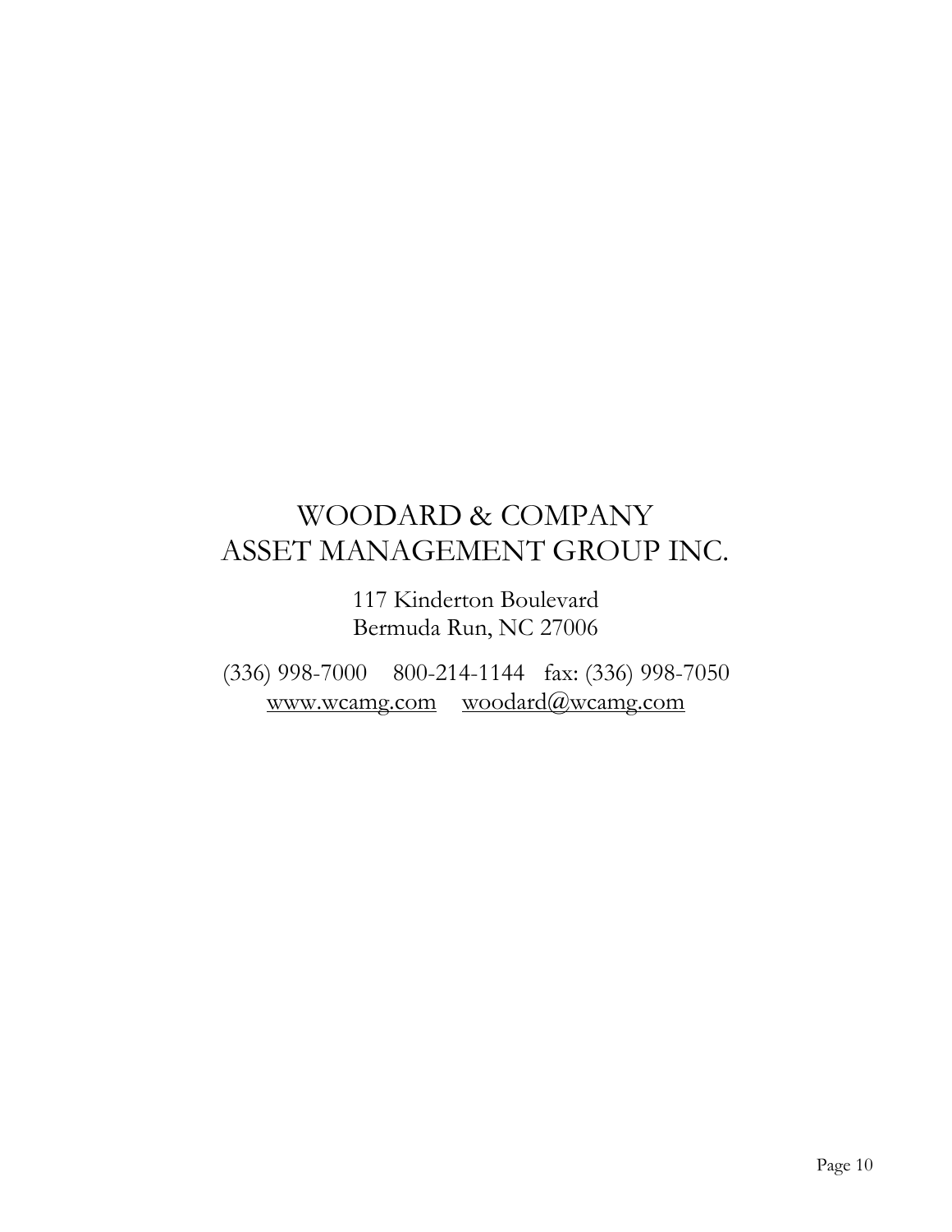# WOODARD & COMPANY
# ASSET MANAGEMENT GROUP INC.

117 Kinderton Boulevard
Bermuda Run, NC 27006

(336) 998-7000 800-214-1144 fax: (336) 998-7050
www.wcamg.com woodard@wcamg.com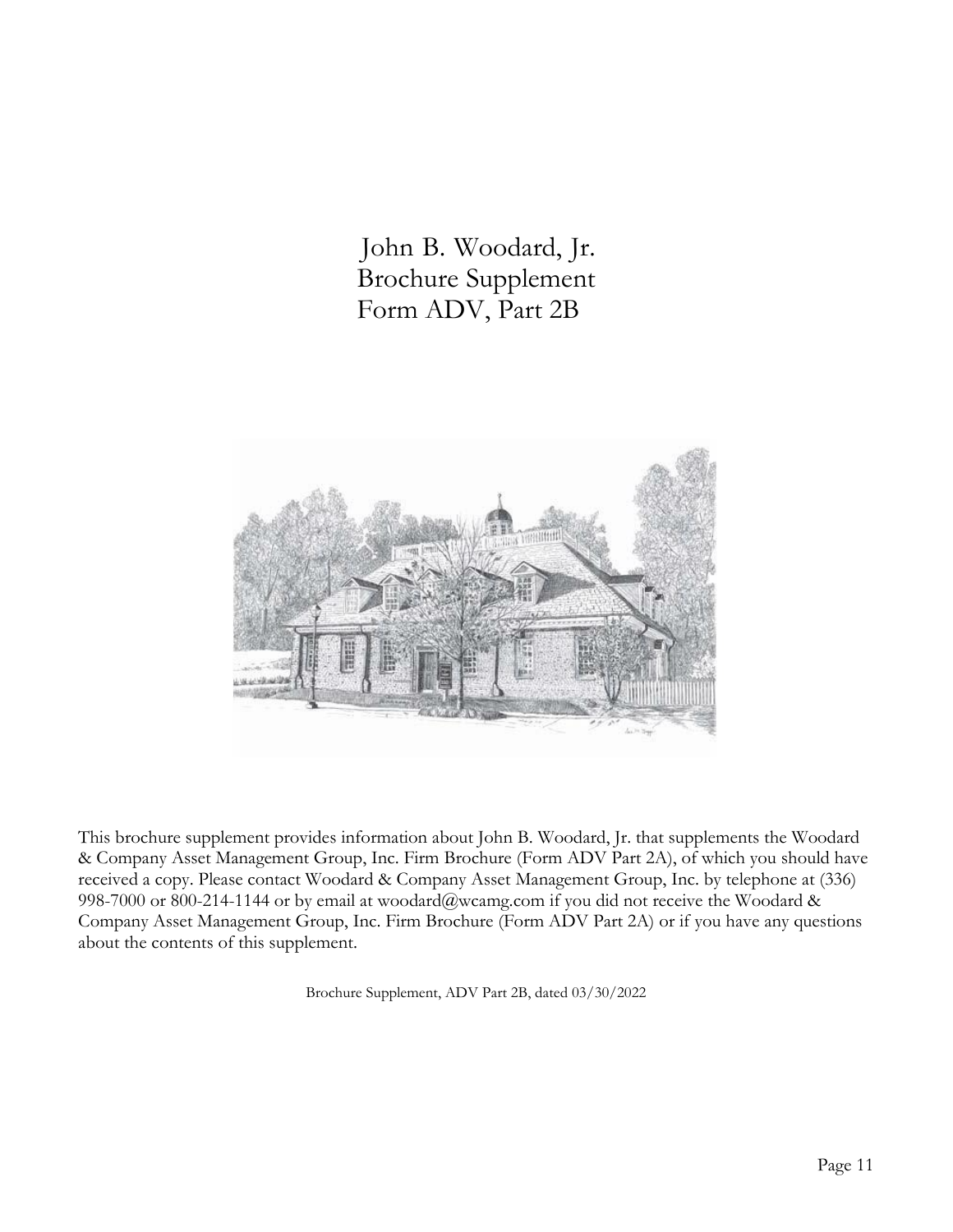# John B. Woodard, Jr.
# Brochure Supplement
# Form ADV, Part 2B

This brochure supplement provides information about John B. Woodard, Jr. that supplements the Woodard & Company Asset Management Group, Inc. Firm Brochure (Form ADV Part 2A), of which you should have received a copy. Please contact Woodard & Company Asset Management Group, Inc. by telephone at (336) 998-7000 or 800-214-1144 or by email at woodard@wcamg.com if you did not receive the Woodard & Company Asset Management Group, Inc. Firm Brochure (Form ADV Part 2A) or if you have any questions about the contents of this supplement.

Brochure Supplement, ADV Part 2B, dated 03/30/2022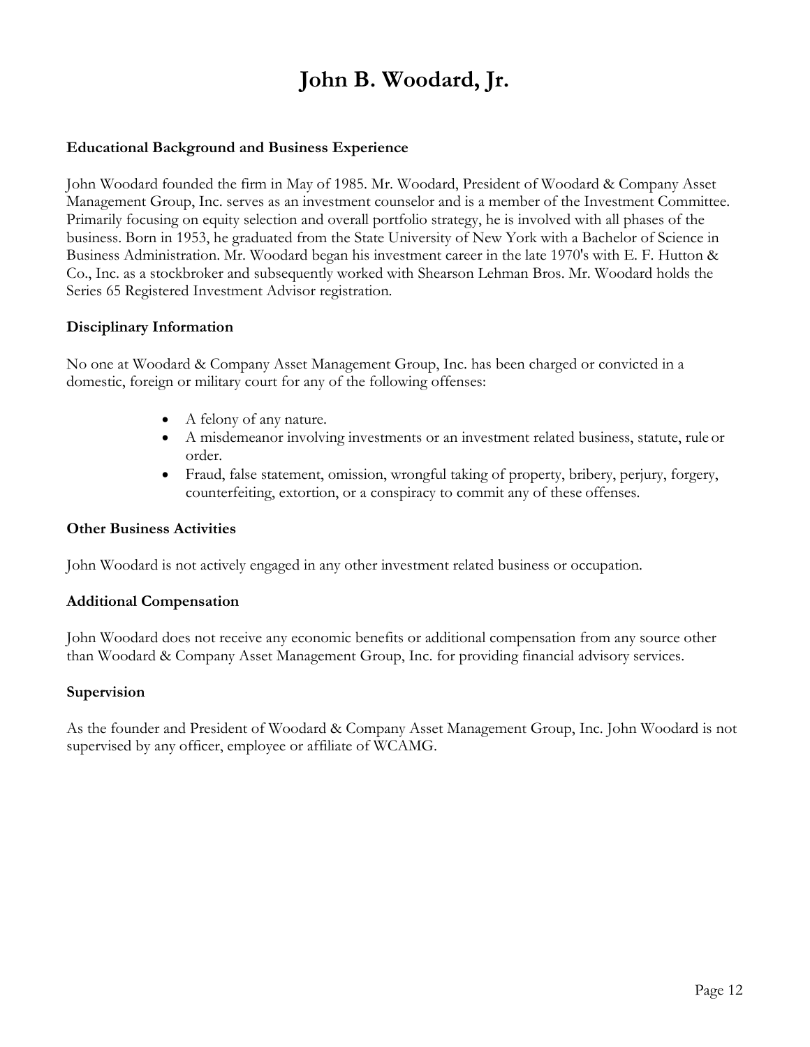# John B. Woodard, Jr.

### Educational Background and Business Experience

John Woodard founded the firm in May of 1985. Mr. Woodard, President of Woodard & Company Asset Management Group, Inc. serves as an investment counselor and is a member of the Investment Committee. Primarily focusing on equity selection and overall portfolio strategy, he is involved with all phases of the business. Born in 1953, he graduated from the State University of New York with a Bachelor of Science in Business Administration. Mr. Woodard began his investment career in the late 1970's with E. F. Hutton & Co., Inc. as a stockbroker and subsequently worked with Shearson Lehman Bros. Mr. Woodard holds the Series 65 Registered Investment Advisor registration.

### Disciplinary Information

No one at Woodard & Company Asset Management Group, Inc. has been charged or convicted in a domestic, foreign or military court for any of the following offenses:

- A felony of any nature.
- A misdemeanor involving investments or an investment related business, statute, rule or order.
- Fraud, false statement, omission, wrongful taking of property, bribery, perjury, forgery, counterfeiting, extortion, or a conspiracy to commit any of these offenses.

### Other Business Activities

John Woodard is not actively engaged in any other investment related business or occupation.

### Additional Compensation

John Woodard does not receive any economic benefits or additional compensation from any source other than Woodard & Company Asset Management Group, Inc. for providing financial advisory services.

### Supervision

As the founder and President of Woodard & Company Asset Management Group, Inc. John Woodard is not supervised by any officer, employee or affiliate of WCAMG.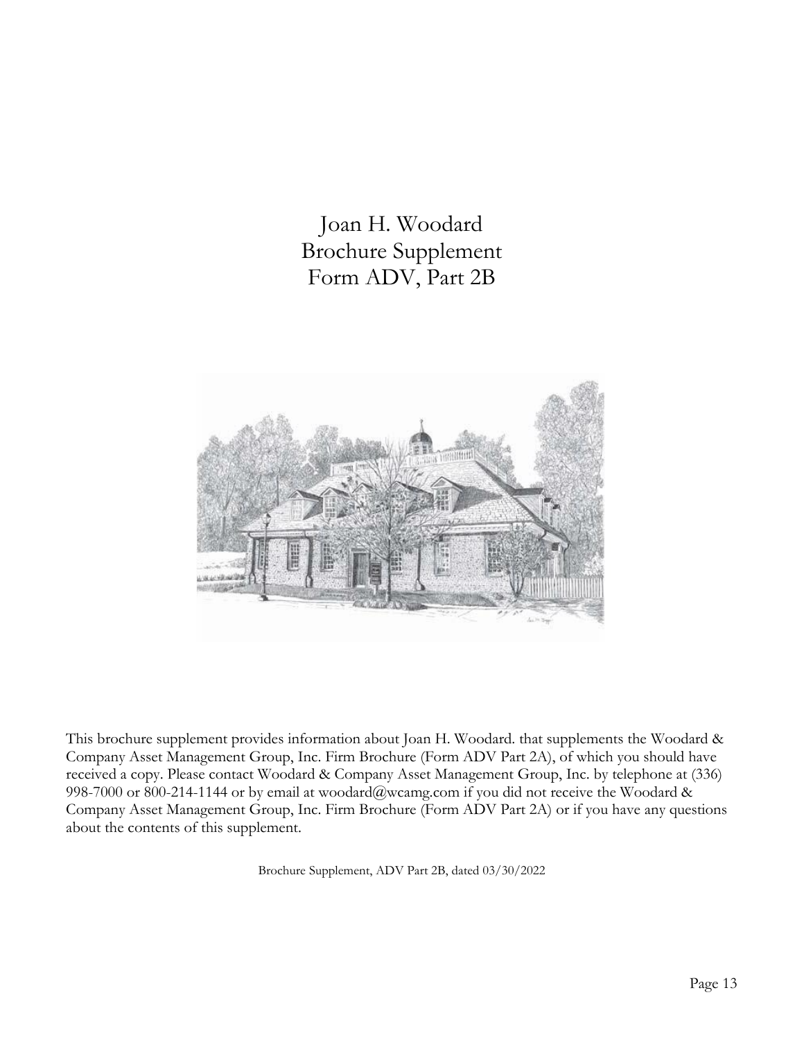# Joan H. Woodard
# Brochure Supplement
# Form ADV, Part 2B

This brochure supplement provides information about Joan H. Woodard. that supplements the Woodard & Company Asset Management Group, Inc. Firm Brochure (Form ADV Part 2A), of which you should have received a copy. Please contact Woodard & Company Asset Management Group, Inc. by telephone at (336) 998-7000 or 800-214-1144 or by email at woodard@wcamg.com if you did not receive the Woodard & Company Asset Management Group, Inc. Firm Brochure (Form ADV Part 2A) or if you have any questions about the contents of this supplement.

Brochure Supplement, ADV Part 2B, dated 03/30/2022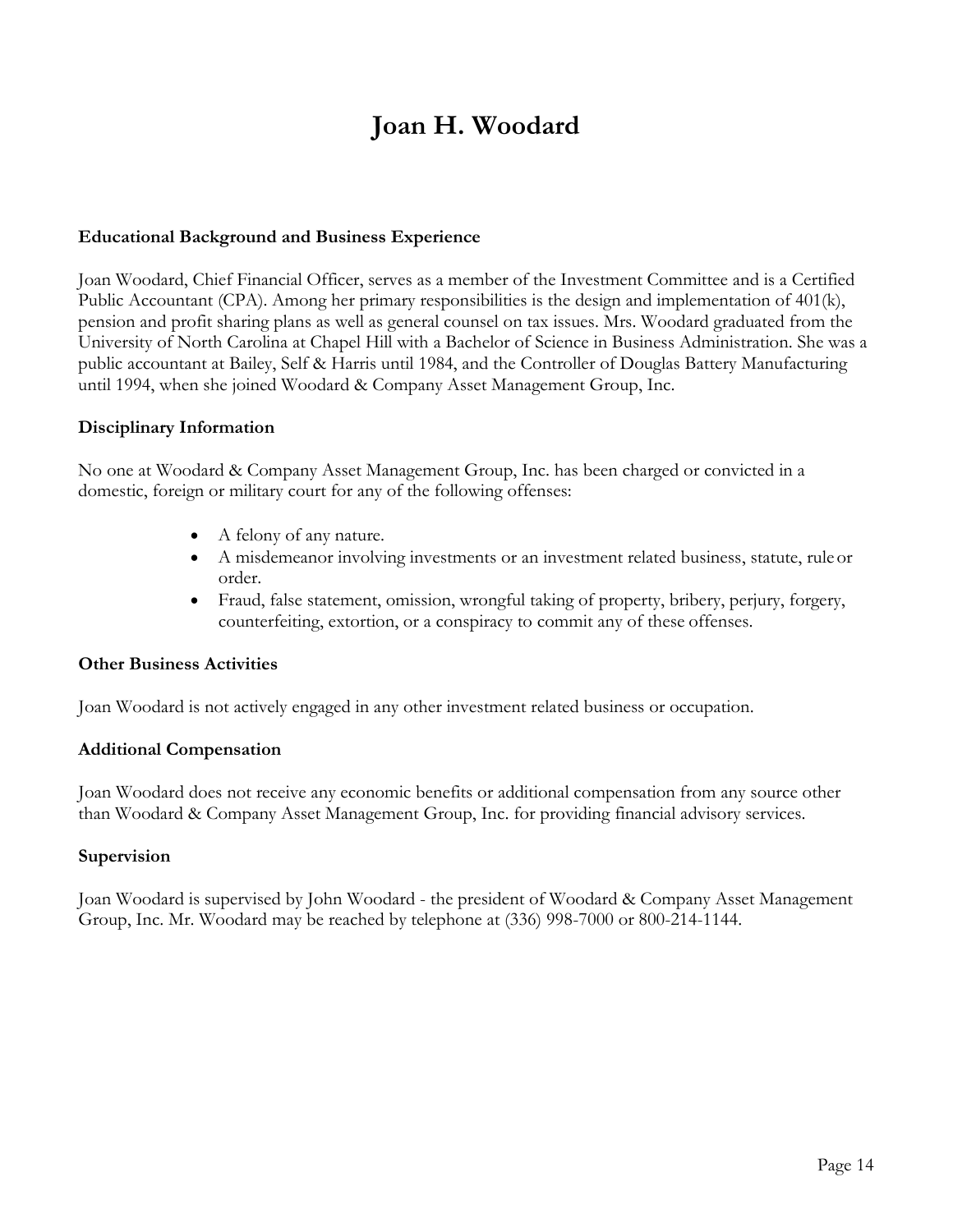# Joan H. Woodard

### Educational Background and Business Experience

Joan Woodard, Chief Financial Officer, serves as a member of the Investment Committee and is a Certified Public Accountant (CPA). Among her primary responsibilities is the design and implementation of 401(k), pension and profit sharing plans as well as general counsel on tax issues. Mrs. Woodard graduated from the University of North Carolina at Chapel Hill with a Bachelor of Science in Business Administration. She was a public accountant at Bailey, Self & Harris until 1984, and the Controller of Douglas Battery Manufacturing until 1994, when she joined Woodard & Company Asset Management Group, Inc.

### Disciplinary Information

No one at Woodard & Company Asset Management Group, Inc. has been charged or convicted in a domestic, foreign or military court for any of the following offenses:

- A felony of any nature.
- A misdemeanor involving investments or an investment related business, statute, rule or order.
- Fraud, false statement, omission, wrongful taking of property, bribery, perjury, forgery, counterfeiting, extortion, or a conspiracy to commit any of these offenses.

### Other Business Activities

Joan Woodard is not actively engaged in any other investment related business or occupation.

### Additional Compensation

Joan Woodard does not receive any economic benefits or additional compensation from any source other than Woodard & Company Asset Management Group, Inc. for providing financial advisory services.

### Supervision

Joan Woodard is supervised by John Woodard - the president of Woodard & Company Asset Management Group, Inc. Mr. Woodard may be reached by telephone at (336) 998-7000 or 800-214-1144.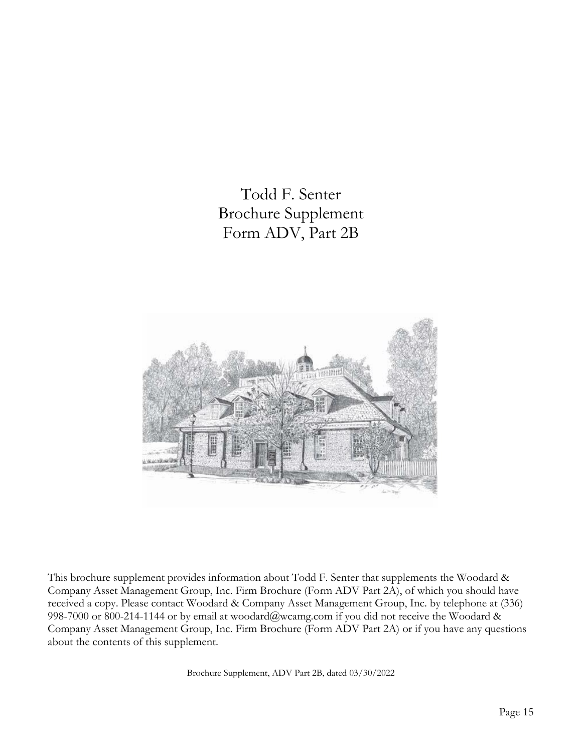# Todd F. Senter
# Brochure Supplement
# Form ADV, Part 2B

This brochure supplement provides information about Todd F. Senter that supplements the Woodard & Company Asset Management Group, Inc. Firm Brochure (Form ADV Part 2A), of which you should have received a copy. Please contact Woodard & Company Asset Management Group, Inc. by telephone at (336) 998-7000 or 800-214-1144 or by email at woodard@wcamg.com if you did not receive the Woodard & Company Asset Management Group, Inc. Firm Brochure (Form ADV Part 2A) or if you have any questions about the contents of this supplement.

Brochure Supplement, ADV Part 2B, dated 03/30/2022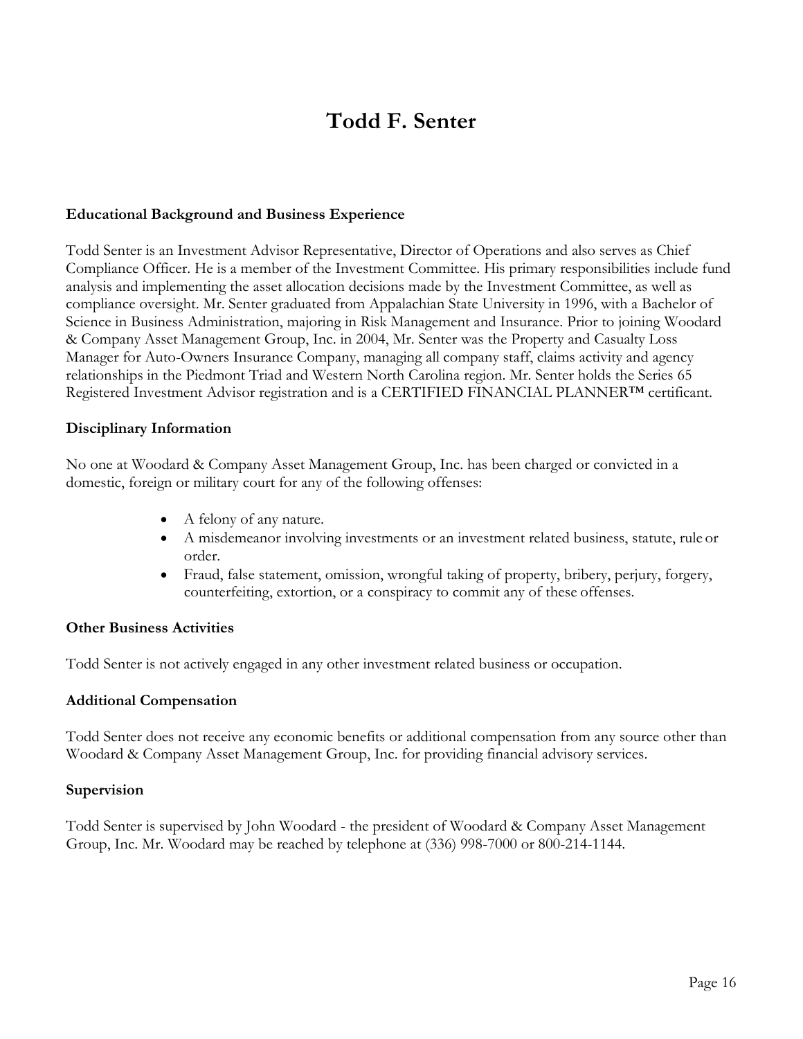# Todd F. Senter

### Educational Background and Business Experience

Todd Senter is an Investment Advisor Representative, Director of Operations and also serves as Chief Compliance Officer. He is a member of the Investment Committee. His primary responsibilities include fund analysis and implementing the asset allocation decisions made by the Investment Committee, as well as compliance oversight. Mr. Senter graduated from Appalachian State University in 1996, with a Bachelor of Science in Business Administration, majoring in Risk Management and Insurance. Prior to joining Woodard & Company Asset Management Group, Inc. in 2004, Mr. Senter was the Property and Casualty Loss Manager for Auto-Owners Insurance Company, managing all company staff, claims activity and agency relationships in the Piedmont Triad and Western North Carolina region. Mr. Senter holds the Series 65 Registered Investment Advisor registration and is a CERTIFIED FINANCIAL PLANNER™ certificant.

### Disciplinary Information

No one at Woodard & Company Asset Management Group, Inc. has been charged or convicted in a domestic, foreign or military court for any of the following offenses:

- A felony of any nature.
- A misdemeanor involving investments or an investment related business, statute, rule or order.
- Fraud, false statement, omission, wrongful taking of property, bribery, perjury, forgery, counterfeiting, extortion, or a conspiracy to commit any of these offenses.

### Other Business Activities

Todd Senter is not actively engaged in any other investment related business or occupation.

### Additional Compensation

Todd Senter does not receive any economic benefits or additional compensation from any source other than Woodard & Company Asset Management Group, Inc. for providing financial advisory services.

### Supervision

Todd Senter is supervised by John Woodard - the president of Woodard & Company Asset Management Group, Inc. Mr. Woodard may be reached by telephone at (336) 998-7000 or 800-214-1144.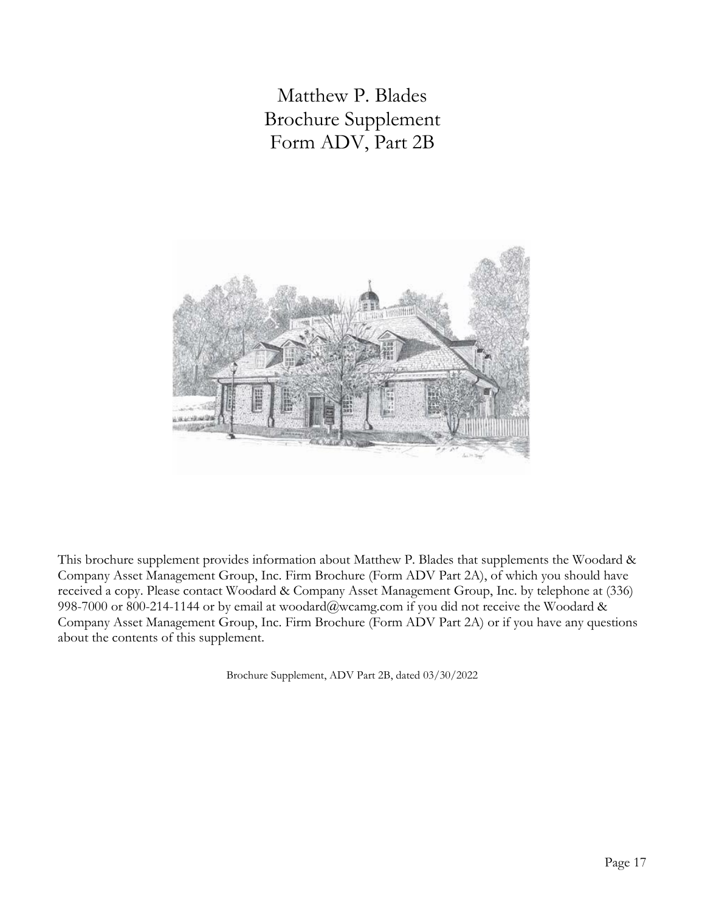# Matthew P. Blades
# Brochure Supplement
# Form ADV, Part 2B

This brochure supplement provides information about Matthew P. Blades that supplements the Woodard & Company Asset Management Group, Inc. Firm Brochure (Form ADV Part 2A), of which you should have received a copy. Please contact Woodard & Company Asset Management Group, Inc. by telephone at (336) 998-7000 or 800-214-1144 or by email at woodard@wcamg.com if you did not receive the Woodard & Company Asset Management Group, Inc. Firm Brochure (Form ADV Part 2A) or if you have any questions about the contents of this supplement.

Brochure Supplement, ADV Part 2B, dated 03/30/2022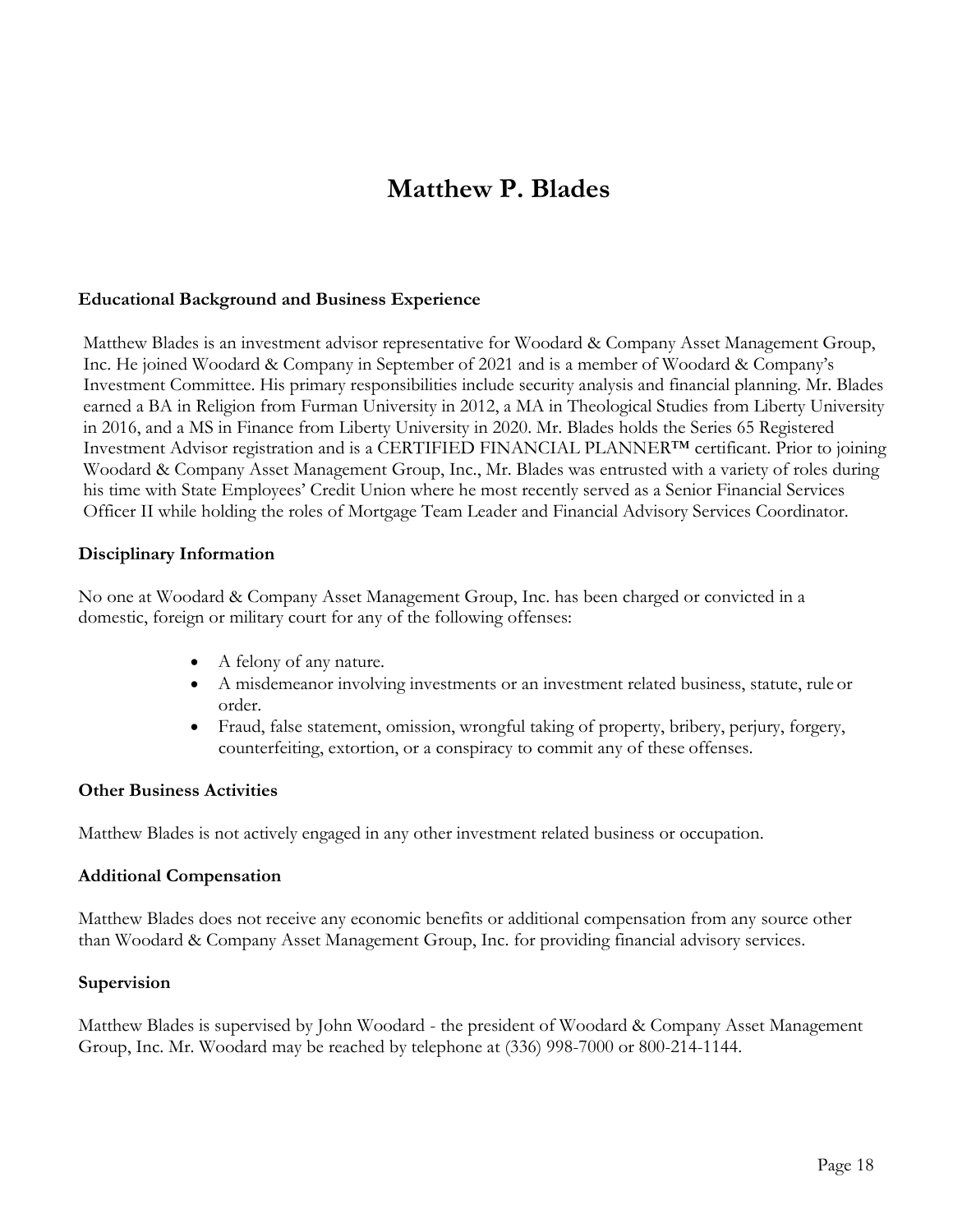# Matthew P. Blades

### Educational Background and Business Experience

Matthew Blades is an investment advisor representative for Woodard & Company Asset Management Group, Inc. He joined Woodard & Company in September of 2021 and is a member of Woodard & Company's Investment Committee. His primary responsibilities include security analysis and financial planning. Mr. Blades earned a BA in Religion from Furman University in 2012, a MA in Theological Studies from Liberty University in 2016, and a MS in Finance from Liberty University in 2020. Mr. Blades holds the Series 65 Registered Investment Advisor registration and is a CERTIFIED FINANCIAL PLANNER™ certificant. Prior to joining Woodard & Company Asset Management Group, Inc., Mr. Blades was entrusted with a variety of roles during his time with State Employees' Credit Union where he most recently served as a Senior Financial Services Officer II while holding the roles of Mortgage Team Leader and Financial Advisory Services Coordinator.

### Disciplinary Information

No one at Woodard & Company Asset Management Group, Inc. has been charged or convicted in a domestic, foreign or military court for any of the following offenses:

- A felony of any nature.
- A misdemeanor involving investments or an investment related business, statute, rule or order.
- Fraud, false statement, omission, wrongful taking of property, bribery, perjury, forgery, counterfeiting, extortion, or a conspiracy to commit any of these offenses.

### Other Business Activities

Matthew Blades is not actively engaged in any other investment related business or occupation.

### Additional Compensation

Matthew Blades does not receive any economic benefits or additional compensation from any source other than Woodard & Company Asset Management Group, Inc. for providing financial advisory services.

### Supervision

Matthew Blades is supervised by John Woodard - the president of Woodard & Company Asset Management Group, Inc. Mr. Woodard may be reached by telephone at (336) 998-7000 or 800-214-1144.